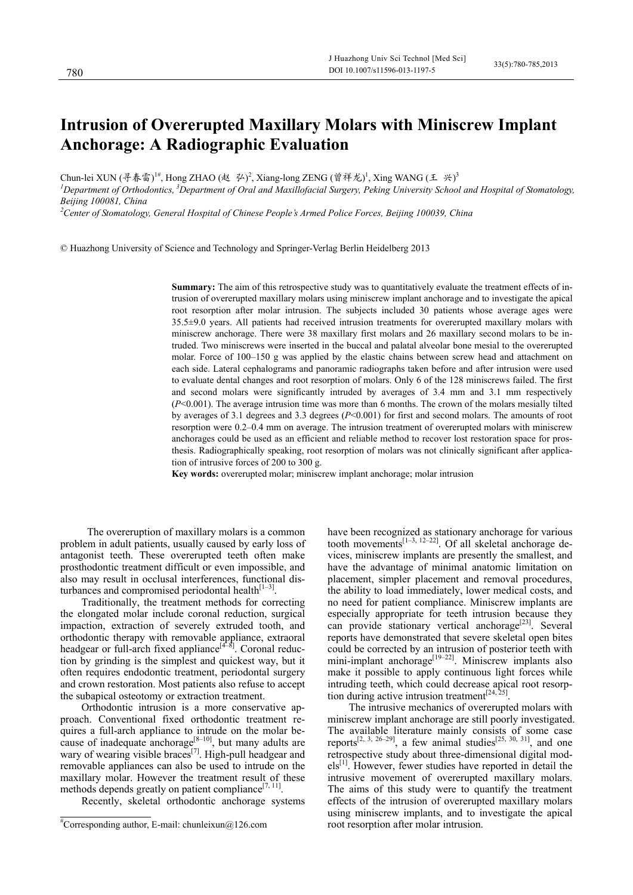# Intrusion of Overerupted Maxillary Molars with Miniscrew Implant Anchorage: A Radiographic Evaluation

Chun-lei XUN (寻春雷)[1#], Hong ZHAO (赵 弘)[2], Xiang-long ZENG (曾祥龙)[1], Xing WANG (王 兴)[3]

[1]*Department of Orthodontics,* [3]*Department of Oral and Maxillofacial Surgery, Peking University School and Hospital of Stomatology, Beijing 100081, China*

[2]*Center of Stomatology, General Hospital of Chinese People's Armed Police Forces, Beijing 100039, China*

© Huazhong University of Science and Technology and Springer-Verlag Berlin Heidelberg 2013

**Summary:** The aim of this retrospective study was to quantitatively evaluate the treatment effects of intrusion of overerupted maxillary molars using miniscrew implant anchorage and to investigate the apical root resorption after molar intrusion. The subjects included 30 patients whose average ages were 35.5±9.0 years. All patients had received intrusion treatments for overerupted maxillary molars with miniscrew anchorage. There were 38 maxillary first molars and 26 maxillary second molars to be intruded. Two miniscrews were inserted in the buccal and palatal alveolar bone mesial to the overerupted molar. Force of 100–150 g was applied by the elastic chains between screw head and attachment on each side. Lateral cephalograms and panoramic radiographs taken before and after intrusion were used to evaluate dental changes and root resorption of molars. Only 6 of the 128 miniscrews failed. The first and second molars were significantly intruded by averages of 3.4 mm and 3.1 mm respectively ($P<0.001$). The average intrusion time was more than 6 months. The crown of the molars mesially tilted by averages of 3.1 degrees and 3.3 degrees ($P<0.001$) for first and second molars. The amounts of root resorption were 0.2–0.4 mm on average. The intrusion treatment of overerupted molars with miniscrew anchorages could be used as an efficient and reliable method to recover lost restoration space for prosthesis. Radiographically speaking, root resorption of molars was not clinically significant after application of intrusive forces of 200 to 300 g.

**Key words:** overerupted molar; miniscrew implant anchorage; molar intrusion

The overeruption of maxillary molars is a common problem in adult patients, usually caused by early loss of antagonist teeth. These overerupted teeth often make prosthodontic treatment difficult or even impossible, and also may result in occlusal interferences, functional disturbances and compromised periodontal health[1–3].

Traditionally, the treatment methods for correcting the elongated molar include coronal reduction, surgical impaction, extraction of severely extruded tooth, and orthodontic therapy with removable appliance, extraoral headgear or full-arch fixed appliance[4–8]. Coronal reduction by grinding is the simplest and quickest way, but it often requires endodontic treatment, periodontal surgery and crown restoration. Most patients also refuse to accept the subapical osteotomy or extraction treatment.

Orthodontic intrusion is a more conservative approach. Conventional fixed orthodontic treatment requires a full-arch appliance to intrude on the molar because of inadequate anchorage[8–10], but many adults are wary of wearing visible braces[7]. High-pull headgear and removable appliances can also be used to intrude on the maxillary molar. However the treatment result of these methods depends greatly on patient compliance[7, 11].

Recently, skeletal orthodontic anchorage systems have been recognized as stationary anchorage for various tooth movements[1–3, 12–22]. Of all skeletal anchorage devices, miniscrew implants are presently the smallest, and have the advantage of minimal anatomic limitation on placement, simpler placement and removal procedures, the ability to load immediately, lower medical costs, and no need for patient compliance. Miniscrew implants are especially appropriate for teeth intrusion because they can provide stationary vertical anchorage[23]. Several reports have demonstrated that severe skeletal open bites could be corrected by an intrusion of posterior teeth with mini-implant anchorage[19–22]. Miniscrew implants also make it possible to apply continuous light forces while intruding teeth, which could decrease apical root resorption during active intrusion treatment[24, 25].

The intrusive mechanics of overerupted molars with miniscrew implant anchorage are still poorly investigated. The available literature mainly consists of some case reports[2, 3, 26–29], a few animal studies[25, 30, 31], and one retrospective study about three-dimensional digital models[1]. However, fewer studies have reported in detail the intrusive movement of overerupted maxillary molars. The aims of this study were to quantify the treatment effects of the intrusion of overerupted maxillary molars using miniscrew implants, and to investigate the apical root resorption after molar intrusion.

[#]Corresponding author, E-mail: chunleixun@126.com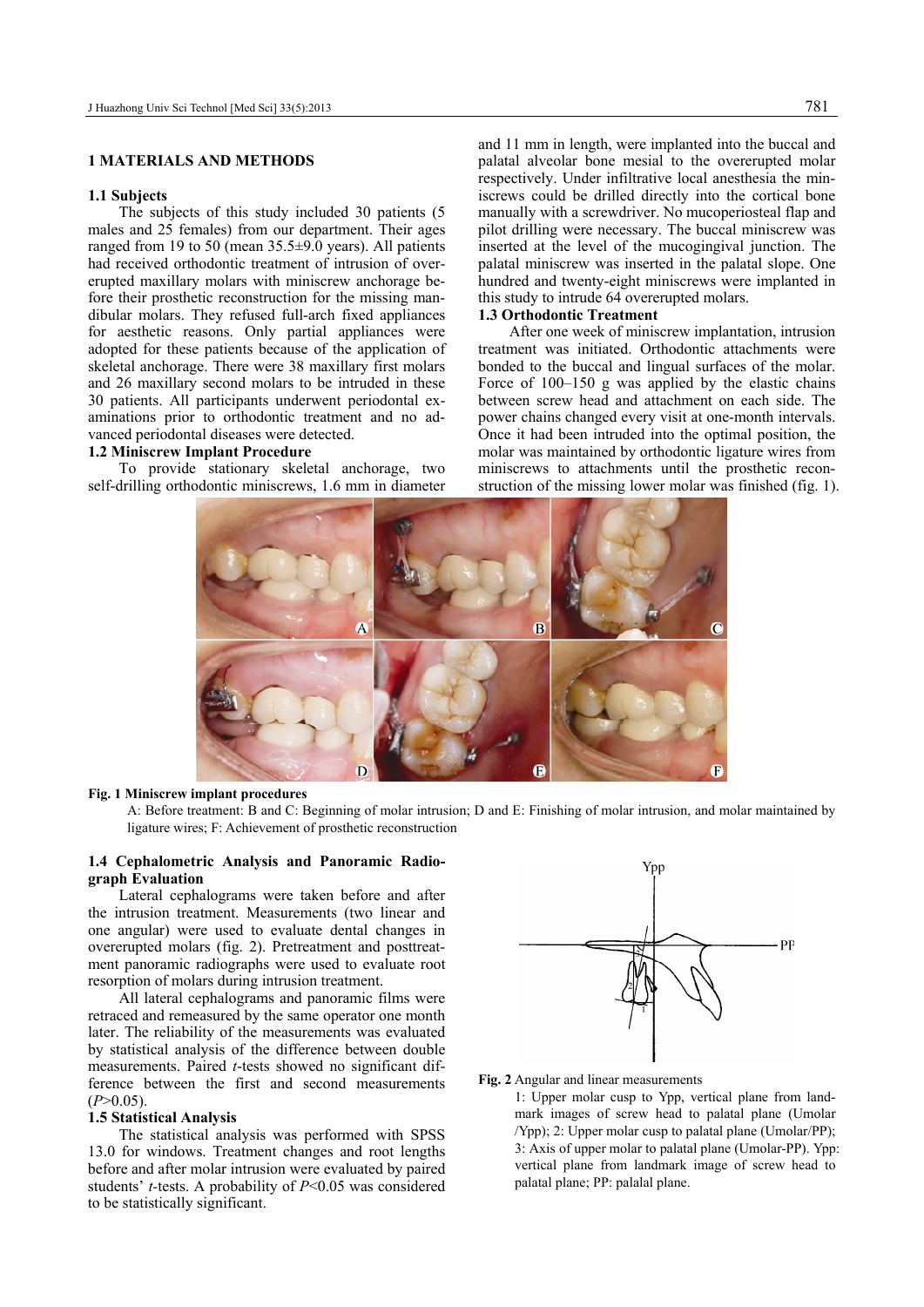## 1 MATERIALS AND METHODS

### 1.1 Subjects

The subjects of this study included 30 patients (5 males and 25 females) from our department. Their ages ranged from 19 to 50 (mean 35.5±9.0 years). All patients had received orthodontic treatment of intrusion of overerupted maxillary molars with miniscrew anchorage before their prosthetic reconstruction for the missing mandibular molars. They refused full-arch fixed appliances for aesthetic reasons. Only partial appliances were adopted for these patients because of the application of skeletal anchorage. There were 38 maxillary first molars and 26 maxillary second molars to be intruded in these 30 patients. All participants underwent periodontal examinations prior to orthodontic treatment and no advanced periodontal diseases were detected.

### 1.2 Miniscrew Implant Procedure

To provide stationary skeletal anchorage, two self-drilling orthodontic miniscrews, 1.6 mm in diameter and 11 mm in length, were implanted into the buccal and palatal alveolar bone mesial to the overerupted molar respectively. Under infiltrative local anesthesia the miniscrews could be drilled directly into the cortical bone manually with a screwdriver. No mucoperiosteal flap and pilot drilling were necessary. The buccal miniscrew was inserted at the level of the mucogingival junction. The palatal miniscrew was inserted in the palatal slope. One hundred and twenty-eight miniscrews were implanted in this study to intrude 64 overerupted molars.

### 1.3 Orthodontic Treatment

After one week of miniscrew implantation, intrusion treatment was initiated. Orthodontic attachments were bonded to the buccal and lingual surfaces of the molar. Force of 100–150 g was applied by the elastic chains between screw head and attachment on each side. The power chains changed every visit at one-month intervals. Once it had been intruded into the optimal position, the molar was maintained by orthodontic ligature wires from miniscrews to attachments until the prosthetic reconstruction of the missing lower molar was finished (fig. 1).

**Fig. 1 Miniscrew implant procedures**

A: Before treatment: B and C: Beginning of molar intrusion; D and E: Finishing of molar intrusion, and molar maintained by ligature wires; F: Achievement of prosthetic reconstruction

### 1.4 Cephalometric Analysis and Panoramic Radiograph Evaluation

Lateral cephalograms were taken before and after the intrusion treatment. Measurements (two linear and one angular) were used to evaluate dental changes in overerupted molars (fig. 2). Pretreatment and posttreatment panoramic radiographs were used to evaluate root resorption of molars during intrusion treatment.

All lateral cephalograms and panoramic films were retraced and remeasured by the same operator one month later. The reliability of the measurements was evaluated by statistical analysis of the difference between double measurements. Paired *t*-tests showed no significant difference between the first and second measurements ($P>0.05$).

### 1.5 Statistical Analysis

The statistical analysis was performed with SPSS 13.0 for windows. Treatment changes and root lengths before and after molar intrusion were evaluated by paired students' *t*-tests. A probability of $P<0.05$ was considered to be statistically significant.

**Fig. 2** Angular and linear measurements

1: Upper molar cusp to Ypp, vertical plane from landmark images of screw head to palatal plane (Umolar/Ypp); 2: Upper molar cusp to palatal plane (Umolar/PP); 3: Axis of upper molar to palatal plane (Umolar-PP). Ypp: vertical plane from landmark image of screw head to palatal plane; PP: palalal plane.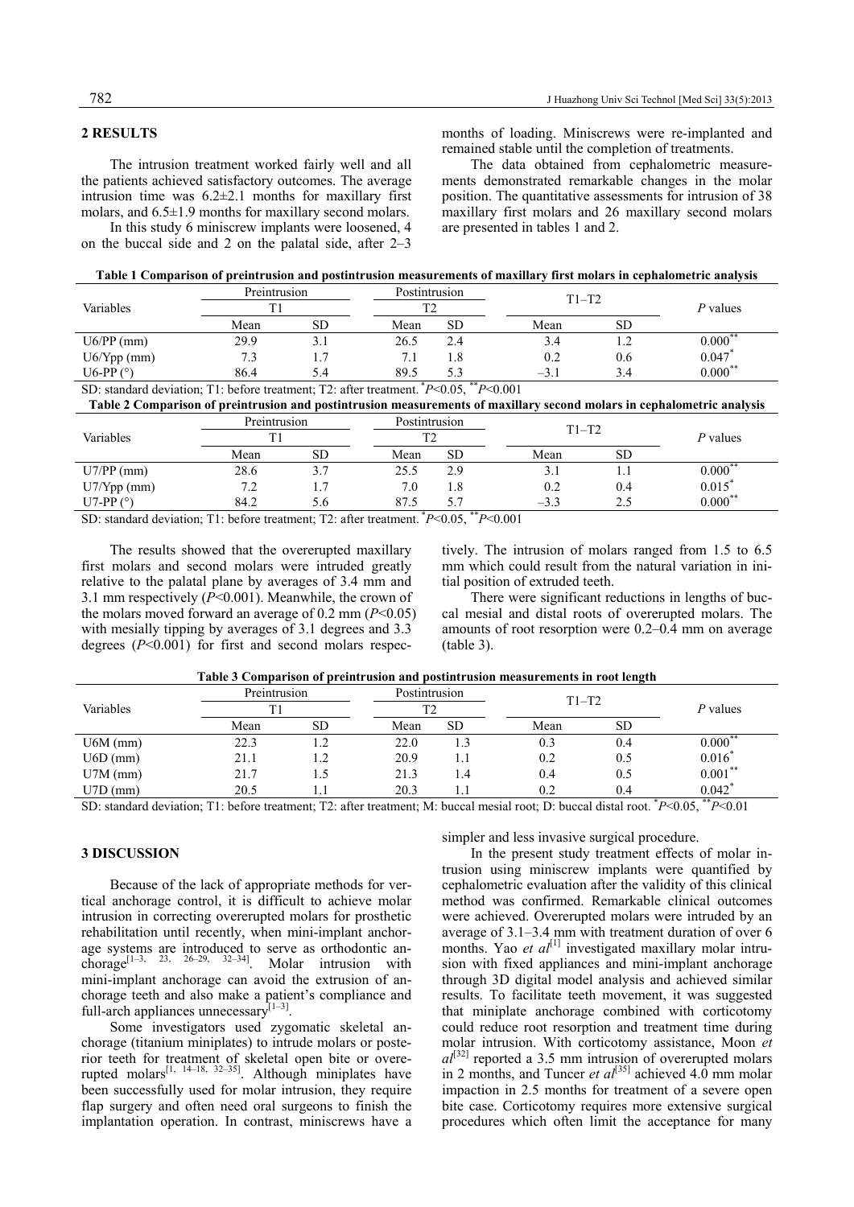## 2 RESULTS

The intrusion treatment worked fairly well and all the patients achieved satisfactory outcomes. The average intrusion time was 6.2±2.1 months for maxillary first molars, and 6.5±1.9 months for maxillary second molars.

In this study 6 miniscrew implants were loosened, 4 on the buccal side and 2 on the palatal side, after 2–3 months of loading. Miniscrews were re-implanted and remained stable until the completion of treatments.

The data obtained from cephalometric measurements demonstrated remarkable changes in the molar position. The quantitative assessments for intrusion of 38 maxillary first molars and 26 maxillary second molars are presented in tables 1 and 2.

**Table 1 Comparison of preintrusion and postintrusion measurements of maxillary first molars in cephalometric analysis**

| Variables | Preintrusion T1 | | Postintrusion T2 | | T1–T2 | | $P$ values |
|---|---|---|---|---|---|---|---|
| | Mean | SD | Mean | SD | Mean | SD | |
| U6/PP (mm) | 29.9 | 3.1 | 26.5 | 2.4 | 3.4 | 1.2 | 0.000** |
| U6/Ypp (mm) | 7.3 | 1.7 | 7.1 | 1.8 | 0.2 | 0.6 | 0.047* |
| U6-PP (°) | 86.4 | 5.4 | 89.5 | 5.3 | –3.1 | 3.4 | 0.000** |

SD: standard deviation; T1: before treatment; T2: after treatment. *$P$<0.05, **$P$<0.001

**Table 2 Comparison of preintrusion and postintrusion measurements of maxillary second molars in cephalometric analysis**

| Variables | Preintrusion T1 | | Postintrusion T2 | | T1–T2 | | $P$ values |
|---|---|---|---|---|---|---|---|
| | Mean | SD | Mean | SD | Mean | SD | |
| U7/PP (mm) | 28.6 | 3.7 | 25.5 | 2.9 | 3.1 | 1.1 | 0.000** |
| U7/Ypp (mm) | 7.2 | 1.7 | 7.0 | 1.8 | 0.2 | 0.4 | 0.015* |
| U7-PP (°) | 84.2 | 5.6 | 87.5 | 5.7 | –3.3 | 2.5 | 0.000** |

SD: standard deviation; T1: before treatment; T2: after treatment. *$P$<0.05, **$P$<0.001

The results showed that the overerupted maxillary first molars and second molars were intruded greatly relative to the palatal plane by averages of 3.4 mm and 3.1 mm respectively ($P$<0.001). Meanwhile, the crown of the molars moved forward an average of 0.2 mm ($P$<0.05) with mesially tipping by averages of 3.1 degrees and 3.3 degrees ($P$<0.001) for first and second molars respectively. The intrusion of molars ranged from 1.5 to 6.5 mm which could result from the natural variation in initial position of extruded teeth.

There were significant reductions in lengths of buccal mesial and distal roots of overerupted molars. The amounts of root resorption were 0.2–0.4 mm on average (table 3).

**Table 3 Comparison of preintrusion and postintrusion measurements in root length**

| Variables | Preintrusion T1 | | Postintrusion T2 | | T1–T2 | | $P$ values |
|---|---|---|---|---|---|---|---|
| | Mean | SD | Mean | SD | Mean | SD | |
| U6M (mm) | 22.3 | 1.2 | 22.0 | 1.3 | 0.3 | 0.4 | 0.000** |
| U6D (mm) | 21.1 | 1.2 | 20.9 | 1.1 | 0.2 | 0.5 | 0.016* |
| U7M (mm) | 21.7 | 1.5 | 21.3 | 1.4 | 0.4 | 0.5 | 0.001** |
| U7D (mm) | 20.5 | 1.1 | 20.3 | 1.1 | 0.2 | 0.4 | 0.042* |

SD: standard deviation; T1: before treatment; T2: after treatment; M: buccal mesial root; D: buccal distal root. *$P$<0.05, **$P$<0.01

## 3 DISCUSSION

Because of the lack of appropriate methods for vertical anchorage control, it is difficult to achieve molar intrusion in correcting overerupted molars for prosthetic rehabilitation until recently, when mini-implant anchorage systems are introduced to serve as orthodontic anchorage[1–3, 23, 26–29, 32–34]. Molar intrusion with mini-implant anchorage can avoid the extrusion of anchorage teeth and also make a patient's compliance and full-arch appliances unnecessary[1–3].

Some investigators used zygomatic skeletal anchorage (titanium miniplates) to intrude molars or posterior teeth for treatment of skeletal open bite or overerupted molars[1, 14–18, 32–35]. Although miniplates have been successfully used for molar intrusion, they require flap surgery and often need oral surgeons to finish the implantation operation. In contrast, miniscrews have a simpler and less invasive surgical procedure.

In the present study treatment effects of molar intrusion using miniscrew implants were quantified by cephalometric evaluation after the validity of this clinical method was confirmed. Remarkable clinical outcomes were achieved. Overerupted molars were intruded by an average of 3.1–3.4 mm with treatment duration of over 6 months. Yao *et al*[1] investigated maxillary molar intrusion with fixed appliances and mini-implant anchorage through 3D digital model analysis and achieved similar results. To facilitate teeth movement, it was suggested that miniplate anchorage combined with corticotomy could reduce root resorption and treatment time during molar intrusion. With corticotomy assistance, Moon *et al*[32] reported a 3.5 mm intrusion of overerupted molars in 2 months, and Tuncer *et al*[35] achieved 4.0 mm molar impaction in 2.5 months for treatment of a severe open bite case. Corticotomy requires more extensive surgical procedures which often limit the acceptance for many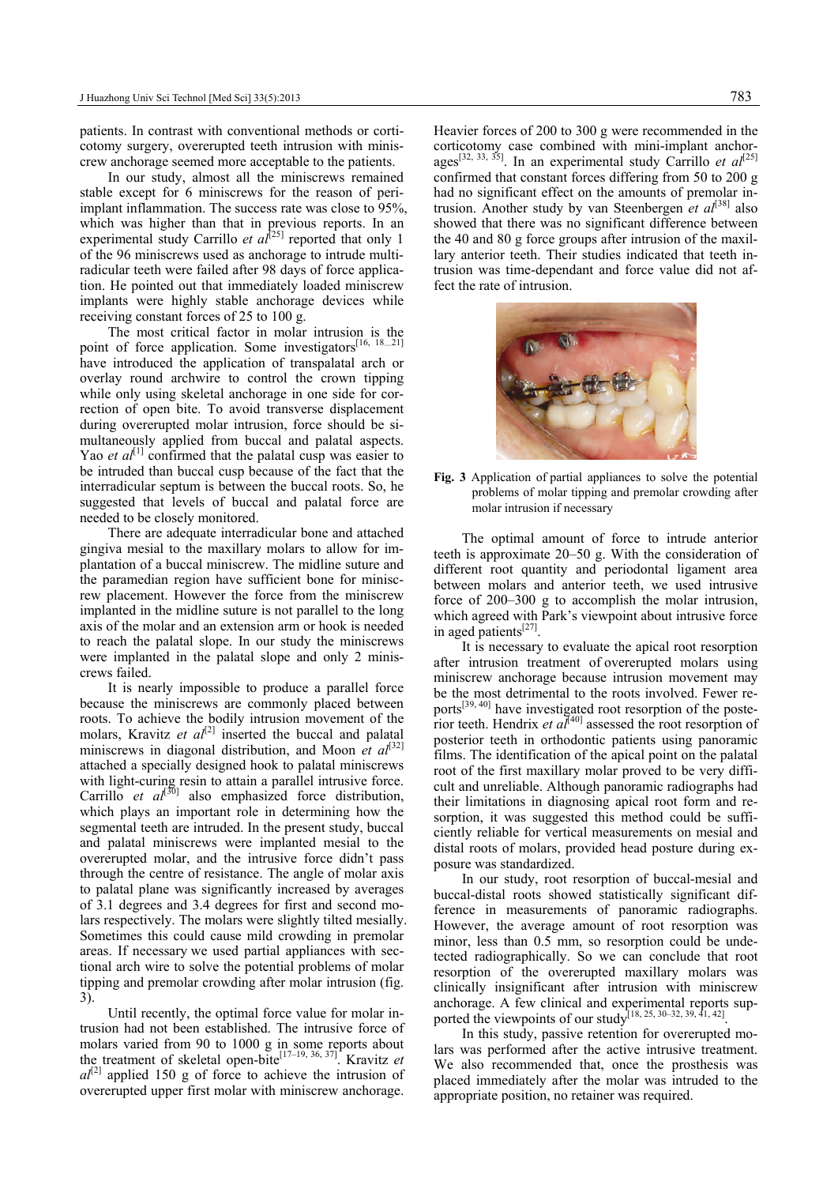patients. In contrast with conventional methods or corticotomy surgery, overerupted teeth intrusion with miniscrew anchorage seemed more acceptable to the patients.

In our study, almost all the miniscrews remained stable except for 6 miniscrews for the reason of peri-implant inflammation. The success rate was close to 95%, which was higher than that in previous reports. In an experimental study Carrillo *et al*[25] reported that only 1 of the 96 miniscrews used as anchorage to intrude multiradicular teeth were failed after 98 days of force application. He pointed out that immediately loaded miniscrew implants were highly stable anchorage devices while receiving constant forces of 25 to 100 g.

The most critical factor in molar intrusion is the point of force application. Some investigators[16, 18–21] have introduced the application of transpalatal arch or overlay round archwire to control the crown tipping while only using skeletal anchorage in one side for correction of open bite. To avoid transverse displacement during overerupted molar intrusion, force should be simultaneously applied from buccal and palatal aspects. Yao *et al*[1] confirmed that the palatal cusp was easier to be intruded than buccal cusp because of the fact that the interradicular septum is between the buccal roots. So, he suggested that levels of buccal and palatal force are needed to be closely monitored.

There are adequate interradicular bone and attached gingiva mesial to the maxillary molars to allow for implantation of a buccal miniscrew. The midline suture and the paramedian region have sufficient bone for miniscrew placement. However the force from the miniscrew implanted in the midline suture is not parallel to the long axis of the molar and an extension arm or hook is needed to reach the palatal slope. In our study the miniscrews were implanted in the palatal slope and only 2 miniscrews failed.

It is nearly impossible to produce a parallel force because the miniscrews are commonly placed between roots. To achieve the bodily intrusion movement of the molars, Kravitz *et al*[2] inserted the buccal and palatal miniscrews in diagonal distribution, and Moon *et al*[32] attached a specially designed hook to palatal miniscrews with light-curing resin to attain a parallel intrusive force. Carrillo *et al*[30] also emphasized force distribution, which plays an important role in determining how the segmental teeth are intruded. In the present study, buccal and palatal miniscrews were implanted mesial to the overerupted molar, and the intrusive force didn't pass through the centre of resistance. The angle of molar axis to palatal plane was significantly increased by averages of 3.1 degrees and 3.4 degrees for first and second molars respectively. The molars were slightly tilted mesially. Sometimes this could cause mild crowding in premolar areas. If necessary we used partial appliances with sectional arch wire to solve the potential problems of molar tipping and premolar crowding after molar intrusion (fig. 3).

Until recently, the optimal force value for molar intrusion had not been established. The intrusive force of molars varied from 90 to 1000 g in some reports about the treatment of skeletal open-bite[17–19, 36, 37]. Kravitz *et al*[2] applied 150 g of force to achieve the intrusion of overerupted upper first molar with miniscrew anchorage. Heavier forces of 200 to 300 g were recommended in the corticotomy case combined with mini-implant anchorages[32, 33, 35]. In an experimental study Carrillo *et al*[25] confirmed that constant forces differing from 50 to 200 g had no significant effect on the amounts of premolar intrusion. Another study by van Steenbergen *et al*[38] also showed that there was no significant difference between the 40 and 80 g force groups after intrusion of the maxillary anterior teeth. Their studies indicated that teeth intrusion was time-dependant and force value did not affect the rate of intrusion.

**Fig. 3** Application of partial appliances to solve the potential problems of molar tipping and premolar crowding after molar intrusion if necessary

The optimal amount of force to intrude anterior teeth is approximate 20–50 g. With the consideration of different root quantity and periodontal ligament area between molars and anterior teeth, we used intrusive force of 200–300 g to accomplish the molar intrusion, which agreed with Park's viewpoint about intrusive force in aged patients[27].

It is necessary to evaluate the apical root resorption after intrusion treatment of overerupted molars using miniscrew anchorage because intrusion movement may be the most detrimental to the roots involved. Fewer reports[39, 40] have investigated root resorption of the posterior teeth. Hendrix *et al*[40] assessed the root resorption of posterior teeth in orthodontic patients using panoramic films. The identification of the apical point on the palatal root of the first maxillary molar proved to be very difficult and unreliable. Although panoramic radiographs had their limitations in diagnosing apical root form and resorption, it was suggested this method could be sufficiently reliable for vertical measurements on mesial and distal roots of molars, provided head posture during exposure was standardized.

In our study, root resorption of buccal-mesial and buccal-distal roots showed statistically significant difference in measurements of panoramic radiographs. However, the average amount of root resorption was minor, less than 0.5 mm, so resorption could be undetected radiographically. So we can conclude that root resorption of the overerupted maxillary molars was clinically insignificant after intrusion with miniscrew anchorage. A few clinical and experimental reports supported the viewpoints of our study[18, 25, 30–32, 39, 41, 42].

In this study, passive retention for overerupted molars was performed after the active intrusive treatment. We also recommended that, once the prosthesis was placed immediately after the molar was intruded to the appropriate position, no retainer was required.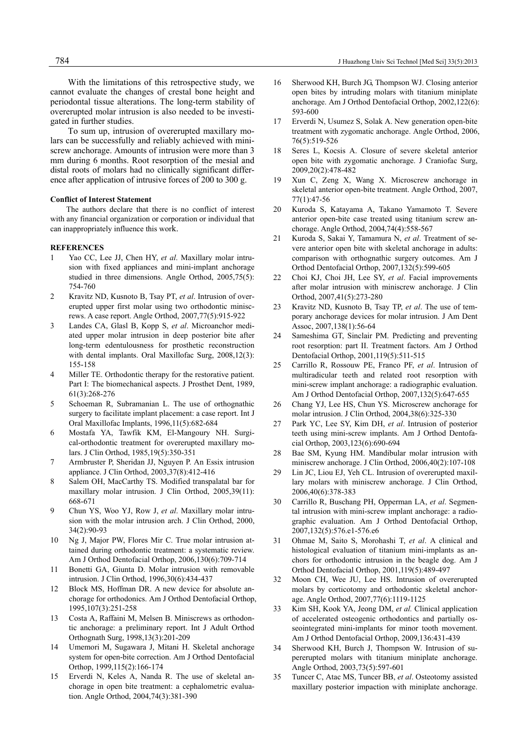With the limitations of this retrospective study, we cannot evaluate the changes of crestal bone height and periodontal tissue alterations. The long-term stability of overerupted molar intrusion is also needed to be investigated in further studies.

To sum up, intrusion of overerupted maxillary molars can be successfully and reliably achieved with miniscrew anchorage. Amounts of intrusion were more than 3 mm during 6 months. Root resorption of the mesial and distal roots of molars had no clinically significant difference after application of intrusive forces of 200 to 300 g.

**Conflict of Interest Statement**

The authors declare that there is no conflict of interest with any financial organization or corporation or individual that can inappropriately influence this work.

**REFERENCES**

1. Yao CC, Lee JJ, Chen HY, *et al*. Maxillary molar intrusion with fixed appliances and mini-implant anchorage studied in three dimensions. Angle Orthod, 2005,75(5): 754-760
2. Kravitz ND, Kusnoto B, Tsay PT, *et al*. Intrusion of overerupted upper first molar using two orthodontic miniscrews. A case report. Angle Orthod, 2007,77(5):915-922
3. Landes CA, Glasl B, Kopp S, *et al*. Microanchor mediated upper molar intrusion in deep posterior bite after long-term edentulousness for prosthetic reconstruction with dental implants. Oral Maxillofac Surg, 2008,12(3): 155-158
4. Miller TE. Orthodontic therapy for the restorative patient. Part I: The biomechanical aspects. J Prosthet Dent, 1989, 61(3):268-276
5. Schoeman R, Subramanian L. The use of orthognathic surgery to facilitate implant placement: a case report. Int J Oral Maxillofac Implants, 1996,11(5):682-684
6. Mostafa YA, Tawfik KM, El-Mangoury NH. Surgical-orthodontic treatment for overerupted maxillary molars. J Clin Orthod, 1985,19(5):350-351
7. Armbruster P, Sheridan JJ, Nguyen P. An Essix intrusion appliance. J Clin Orthod, 2003,37(8):412-416
8. Salem OH, MacCarthy TS. Modified transpalatal bar for maxillary molar intrusion. J Clin Orthod, 2005,39(11): 668-671
9. Chun YS, Woo YJ, Row J, *et al*. Maxillary molar intrusion with the molar intrusion arch. J Clin Orthod, 2000, 34(2):90-93
10. Ng J, Major PW, Flores Mir C. True molar intrusion attained during orthodontic treatment: a systematic review. Am J Orthod Dentofacial Orthop, 2006,130(6):709-714
11. Bonetti GA, Giunta D. Molar intrusion with removable intrusion. J Clin Orthod, 1996,30(6):434-437
12. Block MS, Hoffman DR. A new device for absolute anchorage for orthodonics. Am J Orthod Dentofacial Orthop, 1995,107(3):251-258
13. Costa A, Raffaini M, Melsen B. Miniscrews as orthodontic anchorage: a preliminary report. Int J Adult Orthod Orthognath Surg, 1998,13(3):201-209
14. Umemori M, Sugawara J, Mitani H. Skeletal anchorage system for open-bite correction. Am J Orthod Dentofacial Orthop, 1999,115(2):166-174
15. Erverdi N, Keles A, Nanda R. The use of skeletal anchorage in open bite treatment: a cephalometric evaluation. Angle Orthod, 2004,74(3):381-390
16. Sherwood KH, Burch JG, Thompson WJ. Closing anterior open bites by intruding molars with titanium miniplate anchorage. Am J Orthod Dentofacial Orthop, 2002,122(6): 593-600
17. Erverdi N, Usumez S, Solak A. New generation open-bite treatment with zygomatic anchorage. Angle Orthod, 2006, 76(5):519-526
18. Seres L, Kocsis A. Closure of severe skeletal anterior open bite with zygomatic anchorage. J Craniofac Surg, 2009,20(2):478-482
19. Xun C, Zeng X, Wang X. Microscrew anchorage in skeletal anterior open-bite treatment. Angle Orthod, 2007, 77(1):47-56
20. Kuroda S, Katayama A, Takano Yamamoto T. Severe anterior open-bite case treated using titanium screw anchorage. Angle Orthod, 2004,74(4):558-567
21. Kuroda S, Sakai Y, Tamamura N, *et al*. Treatment of severe anterior open bite with skeletal anchorage in adults: comparison with orthognathic surgery outcomes. Am J Orthod Dentofacial Orthop, 2007,132(5):599-605
22. Choi KJ, Choi JH, Lee SY, *et al*. Facial improvements after molar intrusion with miniscrew anchorage. J Clin Orthod, 2007,41(5):273-280
23. Kravitz ND, Kusnoto B, Tsay TP, *et al*. The use of temporary anchorage devices for molar intrusion. J Am Dent Assoc, 2007,138(1):56-64
24. Sameshima GT, Sinclair PM. Predicting and preventing root resorption: part II. Treatment factors. Am J Orthod Dentofacial Orthop, 2001,119(5):511-515
25. Carrillo R, Rossouw PE, Franco PF, *et al*. Intrusion of multiradicular teeth and related root resorption with mini-screw implant anchorage: a radiographic evaluation. Am J Orthod Dentofacial Orthop, 2007,132(5):647-655
26. Chang YJ, Lee HS, Chun YS. Microscrew anchorage for molar intrusion. J Clin Orthod, 2004,38(6):325-330
27. Park YC, Lee SY, Kim DH, *et al*. Intrusion of posterior teeth using mini-screw implants. Am J Orthod Dentofacial Orthop, 2003,123(6):690-694
28. Bae SM, Kyung HM. Mandibular molar intrusion with miniscrew anchorage. J Clin Orthod, 2006,40(2):107-108
29. Lin JC, Liou EJ, Yeh CL. Intrusion of overerupted maxillary molars with miniscrew anchorage. J Clin Orthod, 2006,40(6):378-383
30. Carrillo R, Buschang PH, Opperman LA, *et al*. Segmental intrusion with mini-screw implant anchorage: a radiographic evaluation. Am J Orthod Dentofacial Orthop, 2007,132(5):576.e1-576.e6
31. Ohmae M, Saito S, Morohashi T, *et al*. A clinical and histological evaluation of titanium mini-implants as anchors for orthodontic intrusion in the beagle dog. Am J Orthod Dentofacial Orthop, 2001,119(5):489-497
32. Moon CH, Wee JU, Lee HS. Intrusion of overerupted molars by corticotomy and orthodontic skeletal anchorage. Angle Orthod, 2007,77(6):1119-1125
33. Kim SH, Kook YA, Jeong DM, *et al.* Clinical application of accelerated osteogenic orthodontics and partially osseointegrated mini-implants for minor tooth movement. Am J Orthod Dentofacial Orthop, 2009,136:431-439
34. Sherwood KH, Burch J, Thompson W. Intrusion of supererupted molars with titanium miniplate anchorage. Angle Orthod, 2003,73(5):597-601
35. Tuncer C, Atac MS, Tuncer BB, *et al*. Osteotomy assisted maxillary posterior impaction with miniplate anchorage.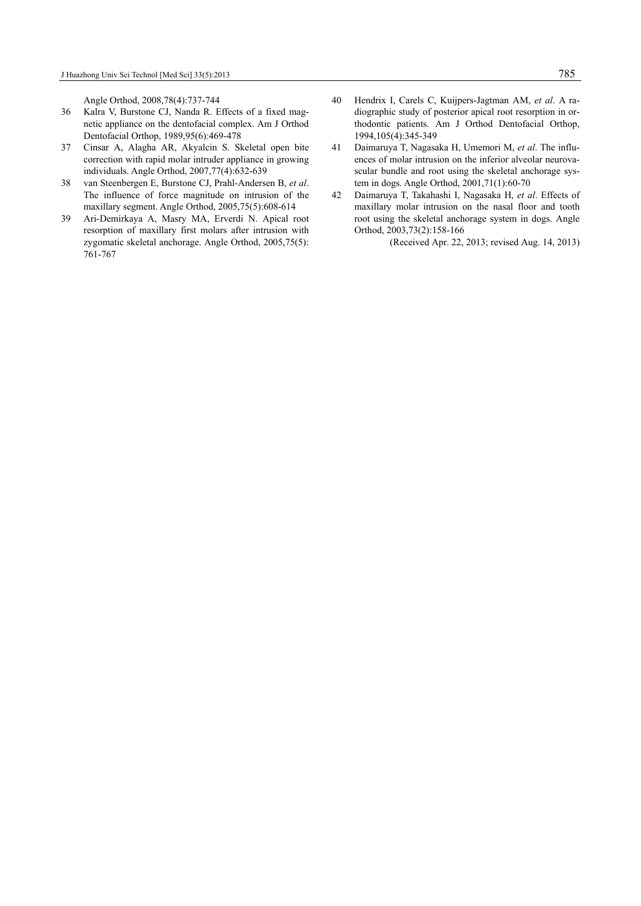Angle Orthod, 2008,78(4):737-744

36 Kalra V, Burstone CJ, Nanda R. Effects of a fixed magnetic appliance on the dentofacial complex. Am J Orthod Dentofacial Orthop, 1989,95(6):469-478

37 Cinsar A, Alagha AR, Akyalcin S. Skeletal open bite correction with rapid molar intruder appliance in growing individuals. Angle Orthod, 2007,77(4):632-639

38 van Steenbergen E, Burstone CJ, Prahl-Andersen B, *et al*. The influence of force magnitude on intrusion of the maxillary segment. Angle Orthod, 2005,75(5):608-614

39 Ari-Demirkaya A, Masry MA, Erverdi N. Apical root resorption of maxillary first molars after intrusion with zygomatic skeletal anchorage. Angle Orthod, 2005,75(5): 761-767

40 Hendrix I, Carels C, Kuijpers-Jagtman AM, *et al*. A radiographic study of posterior apical root resorption in orthodontic patients. Am J Orthod Dentofacial Orthop, 1994,105(4):345-349

41 Daimaruya T, Nagasaka H, Umemori M, *et al*. The influences of molar intrusion on the inferior alveolar neurovascular bundle and root using the skeletal anchorage system in dogs. Angle Orthod, 2001,71(1):60-70

42 Daimaruya T, Takahashi I, Nagasaka H, *et al*. Effects of maxillary molar intrusion on the nasal floor and tooth root using the skeletal anchorage system in dogs. Angle Orthod, 2003,73(2):158-166

(Received Apr. 22, 2013; revised Aug. 14, 2013)